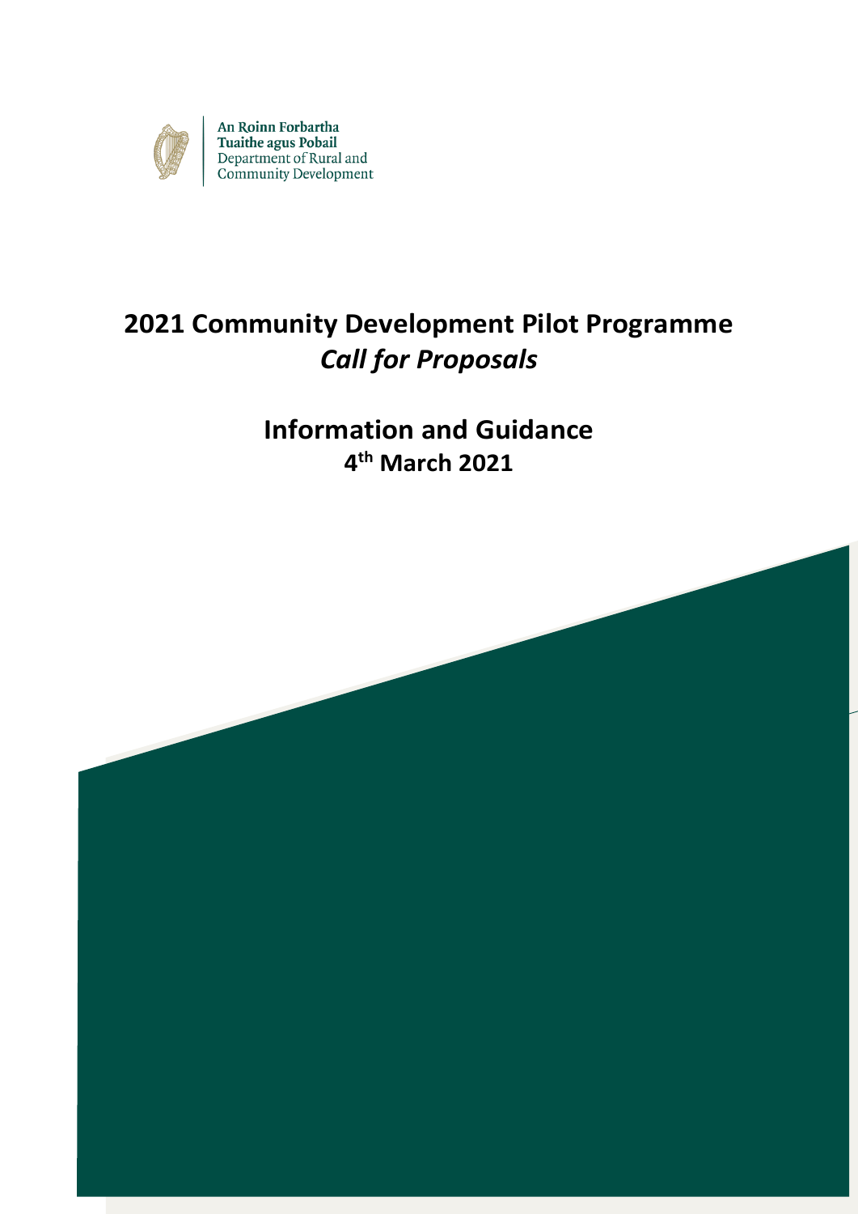An Roinn Forbartha
Tuaithe agus Pobail
Department of Rural and
Community Development

# 2021 Community Development Pilot Programme
## *Call for Proposals*

## Information and Guidance
### 4th March 2021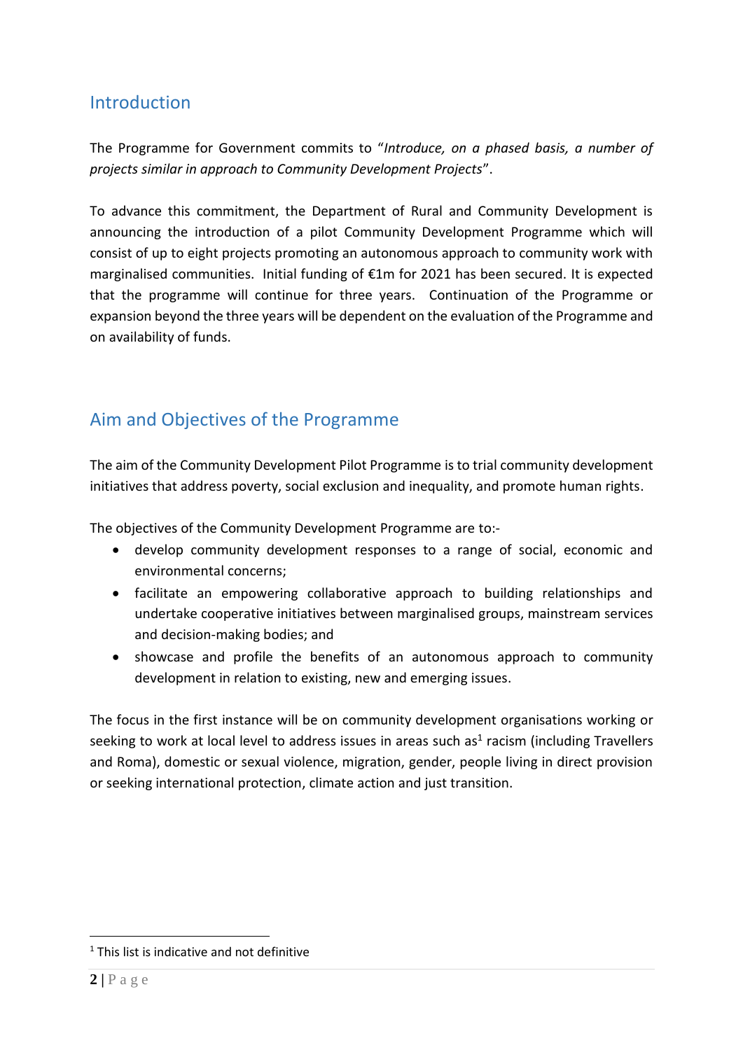## Introduction

The Programme for Government commits to "*Introduce, on a phased basis, a number of projects similar in approach to Community Development Projects*".

To advance this commitment, the Department of Rural and Community Development is announcing the introduction of a pilot Community Development Programme which will consist of up to eight projects promoting an autonomous approach to community work with marginalised communities. Initial funding of €1m for 2021 has been secured. It is expected that the programme will continue for three years. Continuation of the Programme or expansion beyond the three years will be dependent on the evaluation of the Programme and on availability of funds.

## Aim and Objectives of the Programme

The aim of the Community Development Pilot Programme is to trial community development initiatives that address poverty, social exclusion and inequality, and promote human rights.

The objectives of the Community Development Programme are to:-

- develop community development responses to a range of social, economic and environmental concerns;
- facilitate an empowering collaborative approach to building relationships and undertake cooperative initiatives between marginalised groups, mainstream services and decision-making bodies; and
- showcase and profile the benefits of an autonomous approach to community development in relation to existing, new and emerging issues.

The focus in the first instance will be on community development organisations working or seeking to work at local level to address issues in areas such as[1] racism (including Travellers and Roma), domestic or sexual violence, migration, gender, people living in direct provision or seeking international protection, climate action and just transition.

[1] This list is indicative and not definitive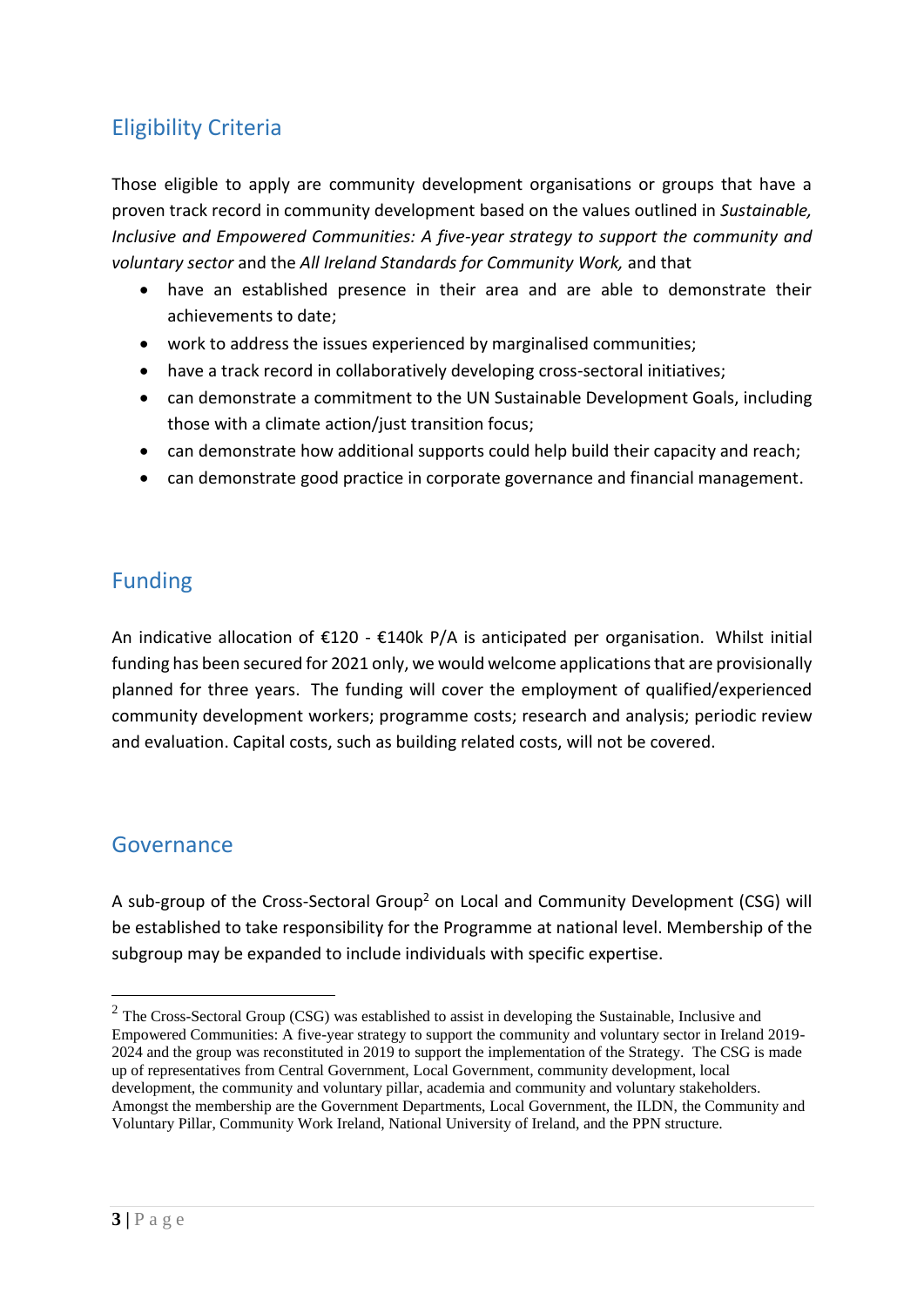## Eligibility Criteria

Those eligible to apply are community development organisations or groups that have a proven track record in community development based on the values outlined in *Sustainable, Inclusive and Empowered Communities: A five-year strategy to support the community and voluntary sector* and the *All Ireland Standards for Community Work,* and that

- have an established presence in their area and are able to demonstrate their achievements to date;
- work to address the issues experienced by marginalised communities;
- have a track record in collaboratively developing cross-sectoral initiatives;
- can demonstrate a commitment to the UN Sustainable Development Goals, including those with a climate action/just transition focus;
- can demonstrate how additional supports could help build their capacity and reach;
- can demonstrate good practice in corporate governance and financial management.

## Funding

An indicative allocation of €120 - €140k P/A is anticipated per organisation. Whilst initial funding has been secured for 2021 only, we would welcome applications that are provisionally planned for three years. The funding will cover the employment of qualified/experienced community development workers; programme costs; research and analysis; periodic review and evaluation. Capital costs, such as building related costs, will not be covered.

## Governance

A sub-group of the Cross-Sectoral Group[2] on Local and Community Development (CSG) will be established to take responsibility for the Programme at national level. Membership of the subgroup may be expanded to include individuals with specific expertise.

[2] The Cross-Sectoral Group (CSG) was established to assist in developing the Sustainable, Inclusive and Empowered Communities: A five-year strategy to support the community and voluntary sector in Ireland 2019-2024 and the group was reconstituted in 2019 to support the implementation of the Strategy. The CSG is made up of representatives from Central Government, Local Government, community development, local development, the community and voluntary pillar, academia and community and voluntary stakeholders. Amongst the membership are the Government Departments, Local Government, the ILDN, the Community and Voluntary Pillar, Community Work Ireland, National University of Ireland, and the PPN structure.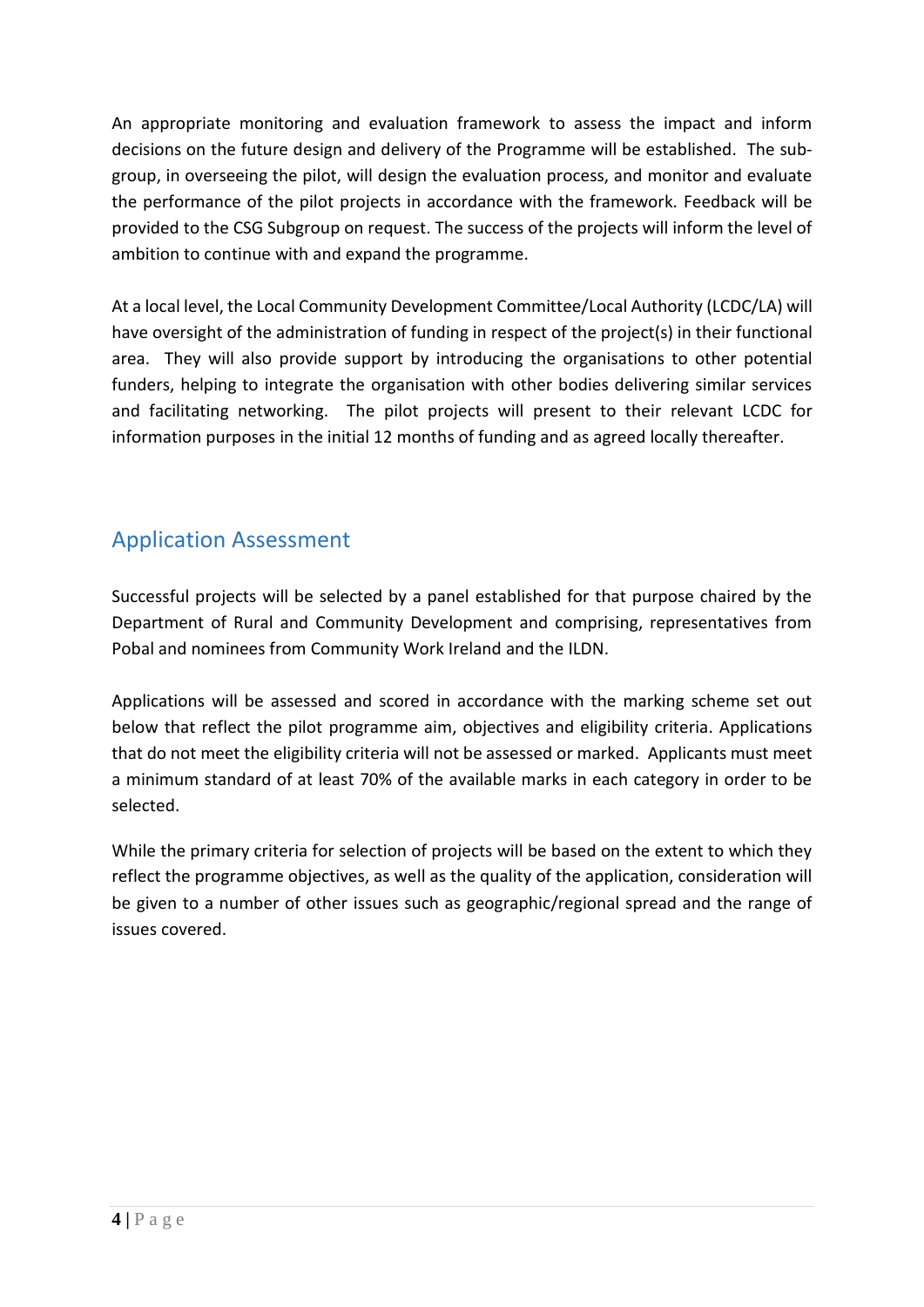An appropriate monitoring and evaluation framework to assess the impact and inform decisions on the future design and delivery of the Programme will be established. The sub-group, in overseeing the pilot, will design the evaluation process, and monitor and evaluate the performance of the pilot projects in accordance with the framework. Feedback will be provided to the CSG Subgroup on request. The success of the projects will inform the level of ambition to continue with and expand the programme.

At a local level, the Local Community Development Committee/Local Authority (LCDC/LA) will have oversight of the administration of funding in respect of the project(s) in their functional area. They will also provide support by introducing the organisations to other potential funders, helping to integrate the organisation with other bodies delivering similar services and facilitating networking. The pilot projects will present to their relevant LCDC for information purposes in the initial 12 months of funding and as agreed locally thereafter.

## Application Assessment

Successful projects will be selected by a panel established for that purpose chaired by the Department of Rural and Community Development and comprising, representatives from Pobal and nominees from Community Work Ireland and the ILDN.

Applications will be assessed and scored in accordance with the marking scheme set out below that reflect the pilot programme aim, objectives and eligibility criteria. Applications that do not meet the eligibility criteria will not be assessed or marked. Applicants must meet a minimum standard of at least 70% of the available marks in each category in order to be selected.

While the primary criteria for selection of projects will be based on the extent to which they reflect the programme objectives, as well as the quality of the application, consideration will be given to a number of other issues such as geographic/regional spread and the range of issues covered.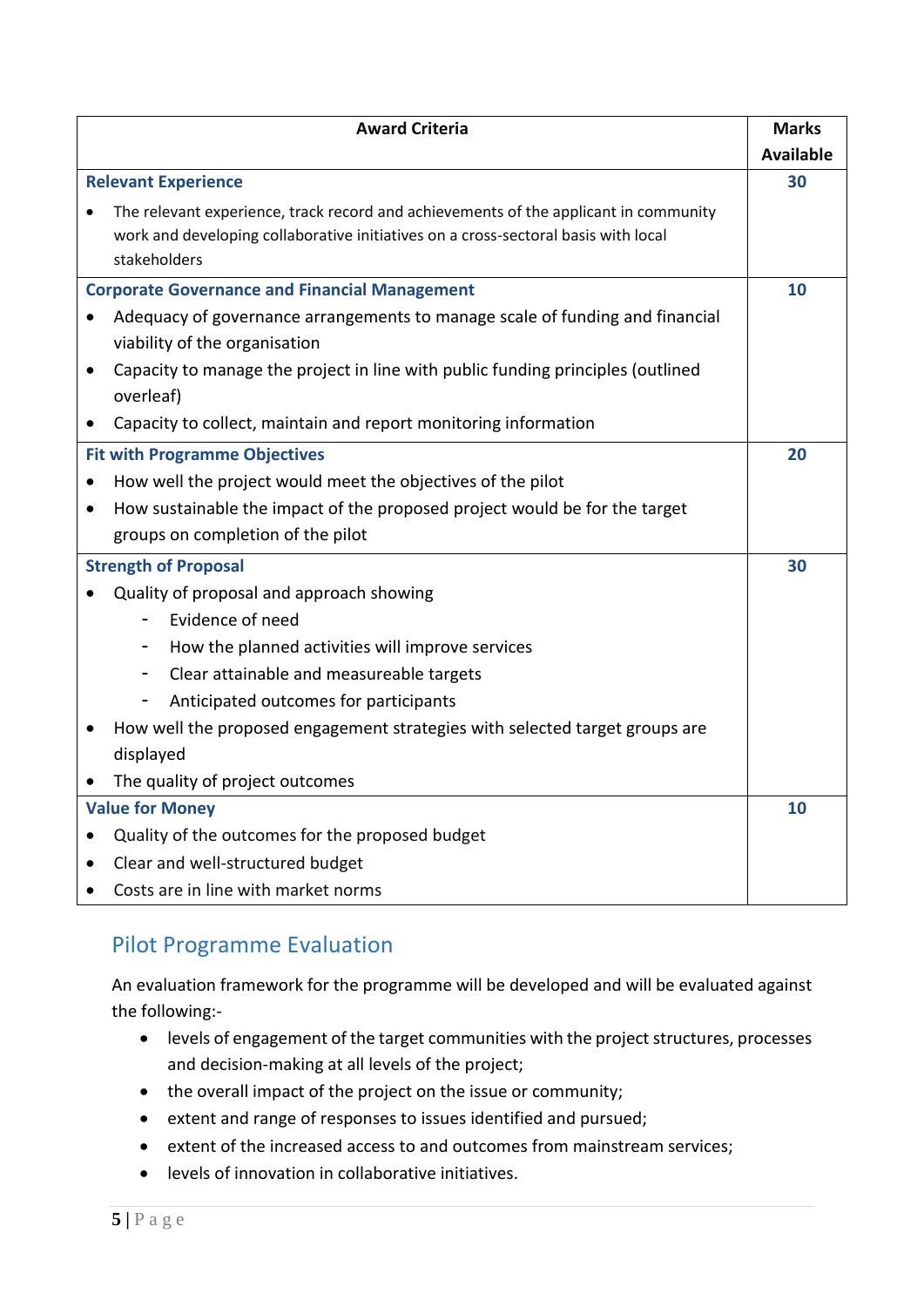| Award Criteria | Marks Available |
|---|---|
| **Relevant Experience**<br>• The relevant experience, track record and achievements of the applicant in community work and developing collaborative initiatives on a cross-sectoral basis with local stakeholders | **30** |
| **Corporate Governance and Financial Management**<br>• Adequacy of governance arrangements to manage scale of funding and financial viability of the organisation<br>• Capacity to manage the project in line with public funding principles (outlined overleaf)<br>• Capacity to collect, maintain and report monitoring information | **10** |
| **Fit with Programme Objectives**<br>• How well the project would meet the objectives of the pilot<br>• How sustainable the impact of the proposed project would be for the target groups on completion of the pilot | **20** |
| **Strength of Proposal**<br>• Quality of proposal and approach showing<br>  - Evidence of need<br>  - How the planned activities will improve services<br>  - Clear attainable and measureable targets<br>  - Anticipated outcomes for participants<br>• How well the proposed engagement strategies with selected target groups are displayed<br>• The quality of project outcomes | **30** |
| **Value for Money**<br>• Quality of the outcomes for the proposed budget<br>• Clear and well-structured budget<br>• Costs are in line with market norms | **10** |

## Pilot Programme Evaluation

An evaluation framework for the programme will be developed and will be evaluated against the following:-

- levels of engagement of the target communities with the project structures, processes and decision-making at all levels of the project;
- the overall impact of the project on the issue or community;
- extent and range of responses to issues identified and pursued;
- extent of the increased access to and outcomes from mainstream services;
- levels of innovation in collaborative initiatives.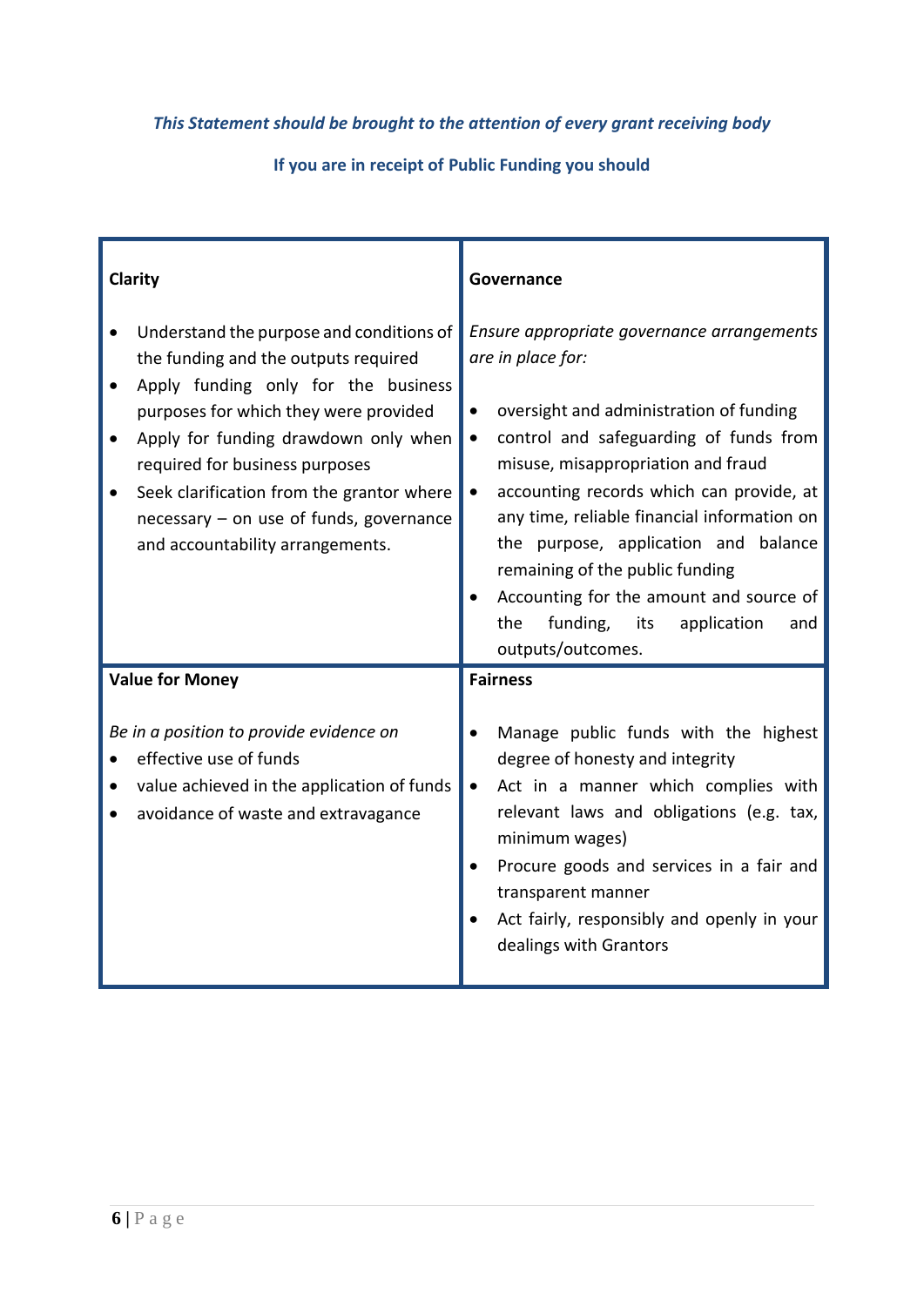***This Statement should be brought to the attention of every grant receiving body***

**If you are in receipt of Public Funding you should**

| **Clarity** | **Governance** |
|---|---|
| • Understand the purpose and conditions of the funding and the outputs required<br>• Apply funding only for the business purposes for which they were provided<br>• Apply for funding drawdown only when required for business purposes<br>• Seek clarification from the grantor where necessary – on use of funds, governance and accountability arrangements. | *Ensure appropriate governance arrangements are in place for:*<br>• oversight and administration of funding<br>• control and safeguarding of funds from misuse, misappropriation and fraud<br>• accounting records which can provide, at any time, reliable financial information on the purpose, application and balance remaining of the public funding<br>• Accounting for the amount and source of the funding, its application and outputs/outcomes. |
| **Value for Money** | **Fairness** |
| *Be in a position to provide evidence on*<br>• effective use of funds<br>• value achieved in the application of funds<br>• avoidance of waste and extravagance | • Manage public funds with the highest degree of honesty and integrity<br>• Act in a manner which complies with relevant laws and obligations (e.g. tax, minimum wages)<br>• Procure goods and services in a fair and transparent manner<br>• Act fairly, responsibly and openly in your dealings with Grantors |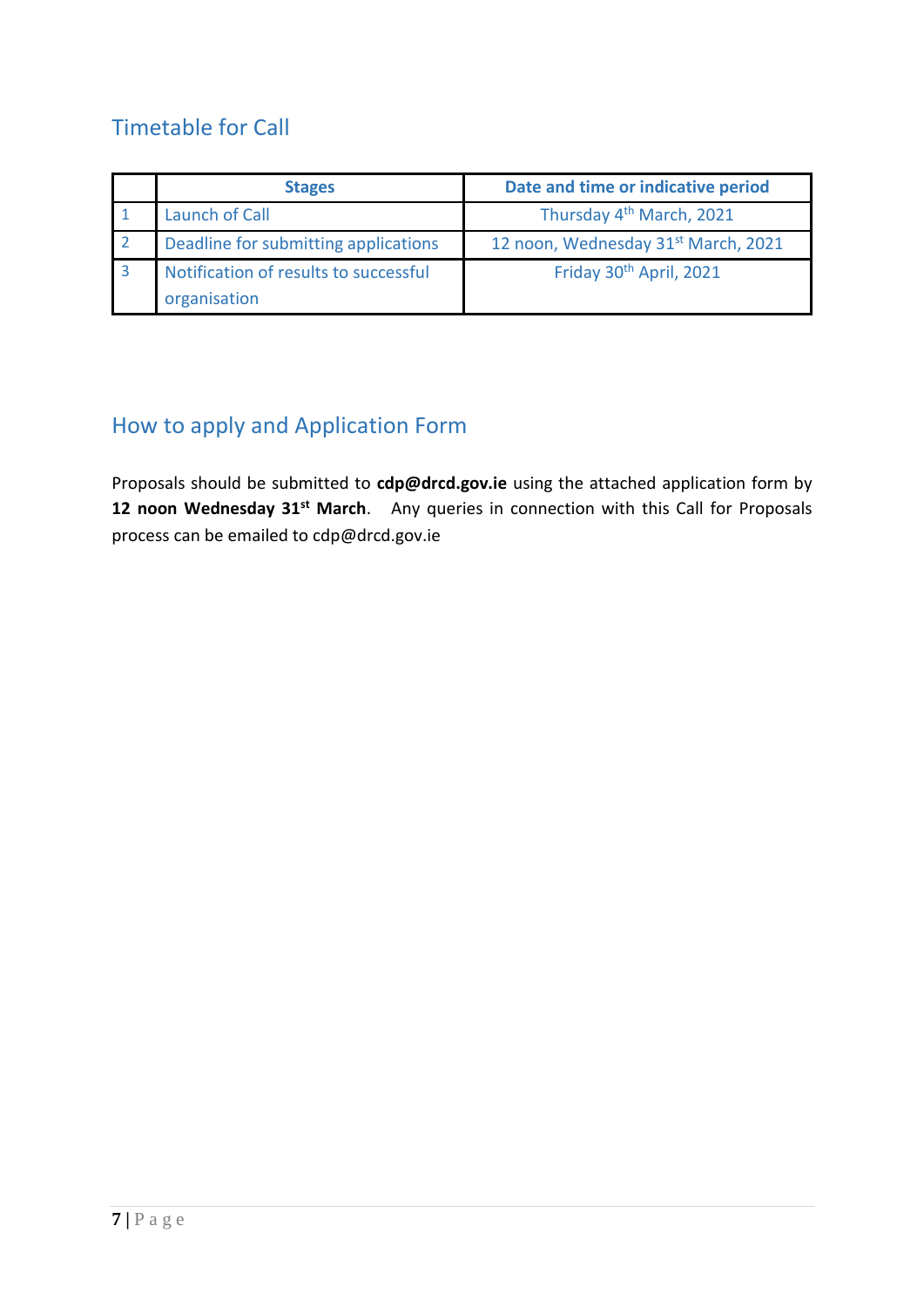## Timetable for Call

| | Stages | Date and time or indicative period |
|---|---|---|
| 1 | Launch of Call | Thursday 4th March, 2021 |
| 2 | Deadline for submitting applications | 12 noon, Wednesday 31st March, 2021 |
| 3 | Notification of results to successful organisation | Friday 30th April, 2021 |

## How to apply and Application Form

Proposals should be submitted to **cdp@drcd.gov.ie** using the attached application form by **12 noon Wednesday 31st March**. Any queries in connection with this Call for Proposals process can be emailed to cdp@drcd.gov.ie